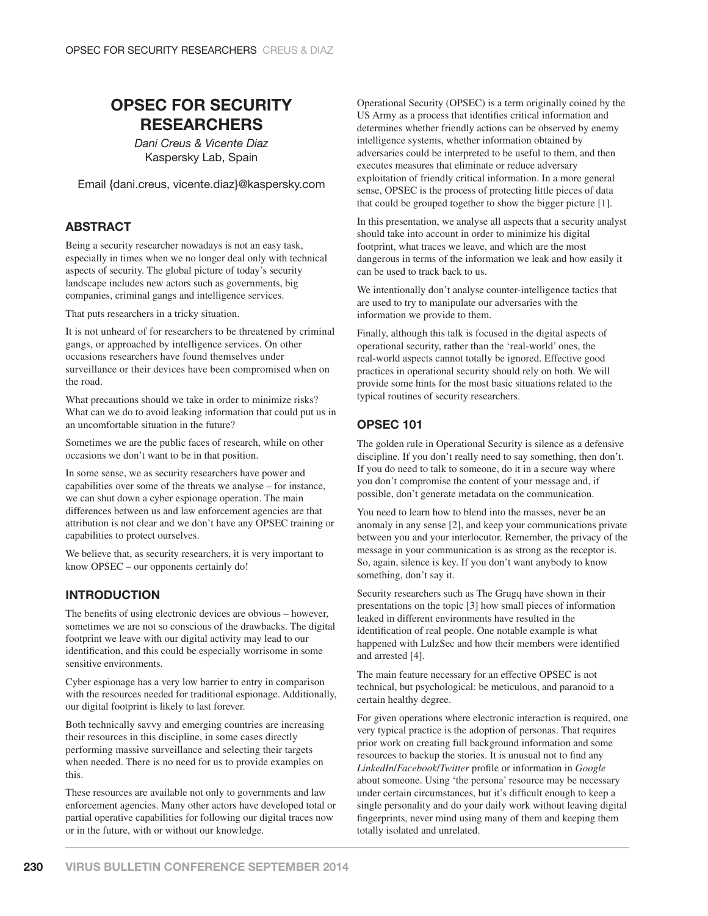# OPSEC FOR SECURITY RESEARCHERS

*Dani Creus & Vicente Diaz*
Kaspersky Lab, Spain

Email {dani.creus, vicente.diaz}@kaspersky.com

## ABSTRACT

Being a security researcher nowadays is not an easy task, especially in times when we no longer deal only with technical aspects of security. The global picture of today's security landscape includes new actors such as governments, big companies, criminal gangs and intelligence services.

That puts researchers in a tricky situation.

It is not unheard of for researchers to be threatened by criminal gangs, or approached by intelligence services. On other occasions researchers have found themselves under surveillance or their devices have been compromised when on the road.

What precautions should we take in order to minimize risks? What can we do to avoid leaking information that could put us in an uncomfortable situation in the future?

Sometimes we are the public faces of research, while on other occasions we don't want to be in that position.

In some sense, we as security researchers have power and capabilities over some of the threats we analyse – for instance, we can shut down a cyber espionage operation. The main differences between us and law enforcement agencies are that attribution is not clear and we don't have any OPSEC training or capabilities to protect ourselves.

We believe that, as security researchers, it is very important to know OPSEC – our opponents certainly do!

## INTRODUCTION

The benefits of using electronic devices are obvious – however, sometimes we are not so conscious of the drawbacks. The digital footprint we leave with our digital activity may lead to our identification, and this could be especially worrisome in some sensitive environments.

Cyber espionage has a very low barrier to entry in comparison with the resources needed for traditional espionage. Additionally, our digital footprint is likely to last forever.

Both technically savvy and emerging countries are increasing their resources in this discipline, in some cases directly performing massive surveillance and selecting their targets when needed. There is no need for us to provide examples on this.

These resources are available not only to governments and law enforcement agencies. Many other actors have developed total or partial operative capabilities for following our digital traces now or in the future, with or without our knowledge.

Operational Security (OPSEC) is a term originally coined by the US Army as a process that identifies critical information and determines whether friendly actions can be observed by enemy intelligence systems, whether information obtained by adversaries could be interpreted to be useful to them, and then executes measures that eliminate or reduce adversary exploitation of friendly critical information. In a more general sense, OPSEC is the process of protecting little pieces of data that could be grouped together to show the bigger picture [1].

In this presentation, we analyse all aspects that a security analyst should take into account in order to minimize his digital footprint, what traces we leave, and which are the most dangerous in terms of the information we leak and how easily it can be used to track back to us.

We intentionally don't analyse counter-intelligence tactics that are used to try to manipulate our adversaries with the information we provide to them.

Finally, although this talk is focused in the digital aspects of operational security, rather than the 'real-world' ones, the real-world aspects cannot totally be ignored. Effective good practices in operational security should rely on both. We will provide some hints for the most basic situations related to the typical routines of security researchers.

## OPSEC 101

The golden rule in Operational Security is silence as a defensive discipline. If you don't really need to say something, then don't. If you do need to talk to someone, do it in a secure way where you don't compromise the content of your message and, if possible, don't generate metadata on the communication.

You need to learn how to blend into the masses, never be an anomaly in any sense [2], and keep your communications private between you and your interlocutor. Remember, the privacy of the message in your communication is as strong as the receptor is. So, again, silence is key. If you don't want anybody to know something, don't say it.

Security researchers such as The Grugq have shown in their presentations on the topic [3] how small pieces of information leaked in different environments have resulted in the identification of real people. One notable example is what happened with LulzSec and how their members were identified and arrested [4].

The main feature necessary for an effective OPSEC is not technical, but psychological: be meticulous, and paranoid to a certain healthy degree.

For given operations where electronic interaction is required, one very typical practice is the adoption of personas. That requires prior work on creating full background information and some resources to backup the stories. It is unusual not to find any *LinkedIn*/*Facebook*/*Twitter* profile or information in *Google* about someone. Using 'the persona' resource may be necessary under certain circumstances, but it's difficult enough to keep a single personality and do your daily work without leaving digital fingerprints, never mind using many of them and keeping them totally isolated and unrelated.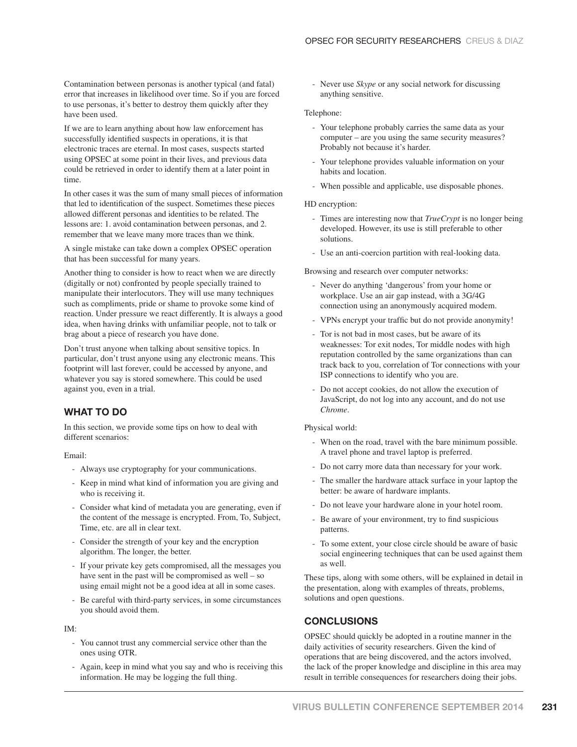Contamination between personas is another typical (and fatal) error that increases in likelihood over time. So if you are forced to use personas, it's better to destroy them quickly after they have been used.

If we are to learn anything about how law enforcement has successfully identified suspects in operations, it is that electronic traces are eternal. In most cases, suspects started using OPSEC at some point in their lives, and previous data could be retrieved in order to identify them at a later point in time.

In other cases it was the sum of many small pieces of information that led to identification of the suspect. Sometimes these pieces allowed different personas and identities to be related. The lessons are: 1. avoid contamination between personas, and 2. remember that we leave many more traces than we think.

A single mistake can take down a complex OPSEC operation that has been successful for many years.

Another thing to consider is how to react when we are directly (digitally or not) confronted by people specially trained to manipulate their interlocutors. They will use many techniques such as compliments, pride or shame to provoke some kind of reaction. Under pressure we react differently. It is always a good idea, when having drinks with unfamiliar people, not to talk or brag about a piece of research you have done.

Don't trust anyone when talking about sensitive topics. In particular, don't trust anyone using any electronic means. This footprint will last forever, could be accessed by anyone, and whatever you say is stored somewhere. This could be used against you, even in a trial.

## WHAT TO DO

In this section, we provide some tips on how to deal with different scenarios:

Email:

- Always use cryptography for your communications.
- Keep in mind what kind of information you are giving and who is receiving it.
- Consider what kind of metadata you are generating, even if the content of the message is encrypted. From, To, Subject, Time, etc. are all in clear text.
- Consider the strength of your key and the encryption algorithm. The longer, the better.
- If your private key gets compromised, all the messages you have sent in the past will be compromised as well – so using email might not be a good idea at all in some cases.
- Be careful with third-party services, in some circumstances you should avoid them.

IM:

- You cannot trust any commercial service other than the ones using OTR.
- Again, keep in mind what you say and who is receiving this information. He may be logging the full thing.
- Never use *Skype* or any social network for discussing anything sensitive.

Telephone:

- Your telephone probably carries the same data as your computer – are you using the same security measures? Probably not because it's harder.
- Your telephone provides valuable information on your habits and location.
- When possible and applicable, use disposable phones.

HD encryption:

- Times are interesting now that *TrueCrypt* is no longer being developed. However, its use is still preferable to other solutions.
- Use an anti-coercion partition with real-looking data.

Browsing and research over computer networks:

- Never do anything 'dangerous' from your home or workplace. Use an air gap instead, with a 3G/4G connection using an anonymously acquired modem.
- VPNs encrypt your traffic but do not provide anonymity!
- Tor is not bad in most cases, but be aware of its weaknesses: Tor exit nodes, Tor middle nodes with high reputation controlled by the same organizations than can track back to you, correlation of Tor connections with your ISP connections to identify who you are.
- Do not accept cookies, do not allow the execution of JavaScript, do not log into any account, and do not use *Chrome*.

Physical world:

- When on the road, travel with the bare minimum possible. A travel phone and travel laptop is preferred.
- Do not carry more data than necessary for your work.
- The smaller the hardware attack surface in your laptop the better: be aware of hardware implants.
- Do not leave your hardware alone in your hotel room.
- Be aware of your environment, try to find suspicious patterns.
- To some extent, your close circle should be aware of basic social engineering techniques that can be used against them as well.

These tips, along with some others, will be explained in detail in the presentation, along with examples of threats, problems, solutions and open questions.

## CONCLUSIONS

OPSEC should quickly be adopted in a routine manner in the daily activities of security researchers. Given the kind of operations that are being discovered, and the actors involved, the lack of the proper knowledge and discipline in this area may result in terrible consequences for researchers doing their jobs.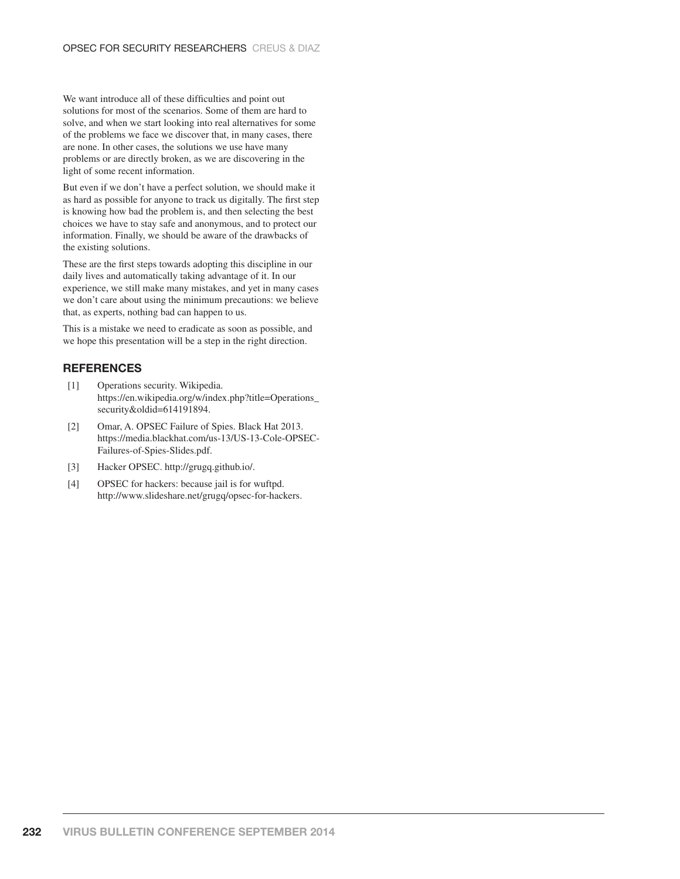We want introduce all of these difficulties and point out solutions for most of the scenarios. Some of them are hard to solve, and when we start looking into real alternatives for some of the problems we face we discover that, in many cases, there are none. In other cases, the solutions we use have many problems or are directly broken, as we are discovering in the light of some recent information.

But even if we don't have a perfect solution, we should make it as hard as possible for anyone to track us digitally. The first step is knowing how bad the problem is, and then selecting the best choices we have to stay safe and anonymous, and to protect our information. Finally, we should be aware of the drawbacks of the existing solutions.

These are the first steps towards adopting this discipline in our daily lives and automatically taking advantage of it. In our experience, we still make many mistakes, and yet in many cases we don't care about using the minimum precautions: we believe that, as experts, nothing bad can happen to us.

This is a mistake we need to eradicate as soon as possible, and we hope this presentation will be a step in the right direction.

## REFERENCES

[1] Operations security. Wikipedia. https://en.wikipedia.org/w/index.php?title=Operations_security&oldid=614191894.

[2] Omar, A. OPSEC Failure of Spies. Black Hat 2013. https://media.blackhat.com/us-13/US-13-Cole-OPSEC-Failures-of-Spies-Slides.pdf.

[3] Hacker OPSEC. http://grugq.github.io/.

[4] OPSEC for hackers: because jail is for wuftpd. http://www.slideshare.net/grugq/opsec-for-hackers.